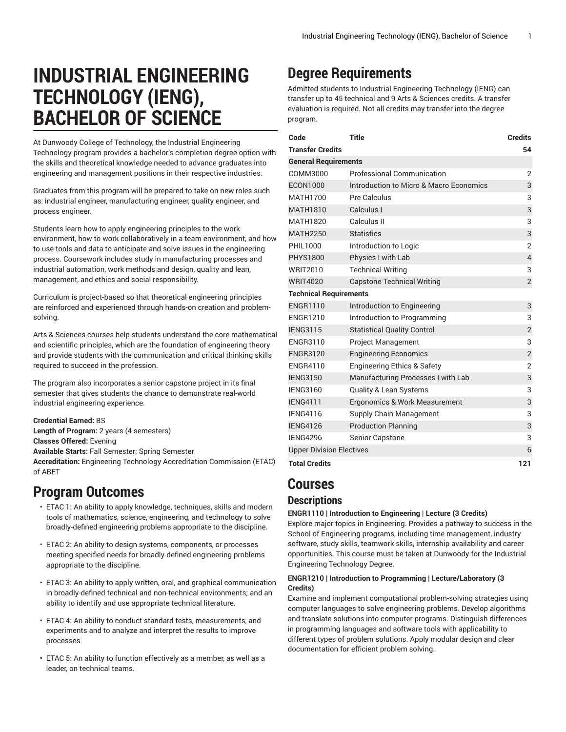# INDUSTRIAL ENGINEERING TECHNOLOGY (IENG), BACHELOR OF SCIENCE

At Dunwoody College of Technology, the Industrial Engineering Technology program provides a bachelor's completion degree option with the skills and theoretical knowledge needed to advance graduates into engineering and management positions in their respective industries.

Graduates from this program will be prepared to take on new roles such as: industrial engineer, manufacturing engineer, quality engineer, and process engineer.

Students learn how to apply engineering principles to the work environment, how to work collaboratively in a team environment, and how to use tools and data to anticipate and solve issues in the engineering process. Coursework includes study in manufacturing processes and industrial automation, work methods and design, quality and lean, management, and ethics and social responsibility.

Curriculum is project-based so that theoretical engineering principles are reinforced and experienced through hands-on creation and problem-solving.

Arts & Sciences courses help students understand the core mathematical and scientific principles, which are the foundation of engineering theory and provide students with the communication and critical thinking skills required to succeed in the profession.

The program also incorporates a senior capstone project in its final semester that gives students the chance to demonstrate real-world industrial engineering experience.

**Credential Earned:** BS
**Length of Program:** 2 years (4 semesters)
**Classes Offered:** Evening
**Available Starts:** Fall Semester; Spring Semester
**Accreditation:** Engineering Technology Accreditation Commission (ETAC) of ABET

## Program Outcomes

- ETAC 1: An ability to apply knowledge, techniques, skills and modern tools of mathematics, science, engineering, and technology to solve broadly-defined engineering problems appropriate to the discipline.
- ETAC 2: An ability to design systems, components, or processes meeting specified needs for broadly-defined engineering problems appropriate to the discipline.
- ETAC 3: An ability to apply written, oral, and graphical communication in broadly-defined technical and non-technical environments; and an ability to identify and use appropriate technical literature.
- ETAC 4: An ability to conduct standard tests, measurements, and experiments and to analyze and interpret the results to improve processes.
- ETAC 5: An ability to function effectively as a member, as well as a leader, on technical teams.

## Degree Requirements

Admitted students to Industrial Engineering Technology (IENG) can transfer up to 45 technical and 9 Arts & Sciences credits. A transfer evaluation is required. Not all credits may transfer into the degree program.

| Code | Title | Credits |
|---|---|---|
| **Transfer Credits** | | **54** |
| **General Requirements** | | |
| COMM3000 | Professional Communication | 2 |
| ECON1000 | Introduction to Micro & Macro Economics | 3 |
| MATH1700 | Pre Calculus | 3 |
| MATH1810 | Calculus I | 3 |
| MATH1820 | Calculus II | 3 |
| MATH2250 | Statistics | 3 |
| PHIL1000 | Introduction to Logic | 2 |
| PHYS1800 | Physics I with Lab | 4 |
| WRIT2010 | Technical Writing | 3 |
| WRIT4020 | Capstone Technical Writing | 2 |
| **Technical Requirements** | | |
| ENGR1110 | Introduction to Engineering | 3 |
| ENGR1210 | Introduction to Programming | 3 |
| IENG3115 | Statistical Quality Control | 2 |
| ENGR3110 | Project Management | 3 |
| ENGR3120 | Engineering Economics | 2 |
| ENGR4110 | Engineering Ethics & Safety | 2 |
| IENG3150 | Manufacturing Processes I with Lab | 3 |
| IENG3160 | Quality & Lean Systems | 3 |
| IENG4111 | Ergonomics & Work Measurement | 3 |
| IENG4116 | Supply Chain Management | 3 |
| IENG4126 | Production Planning | 3 |
| IENG4296 | Senior Capstone | 3 |
| Upper Division Electives | | 6 |
| **Total Credits** | | **121** |

## Courses

### Descriptions

**ENGR1110 | Introduction to Engineering | Lecture (3 Credits)**
Explore major topics in Engineering. Provides a pathway to success in the School of Engineering programs, including time management, industry software, study skills, teamwork skills, internship availability and career opportunities. This course must be taken at Dunwoody for the Industrial Engineering Technology Degree.

**ENGR1210 | Introduction to Programming | Lecture/Laboratory (3 Credits)**
Examine and implement computational problem-solving strategies using computer languages to solve engineering problems. Develop algorithms and translate solutions into computer programs. Distinguish differences in programming languages and software tools with applicability to different types of problem solutions. Apply modular design and clear documentation for efficient problem solving.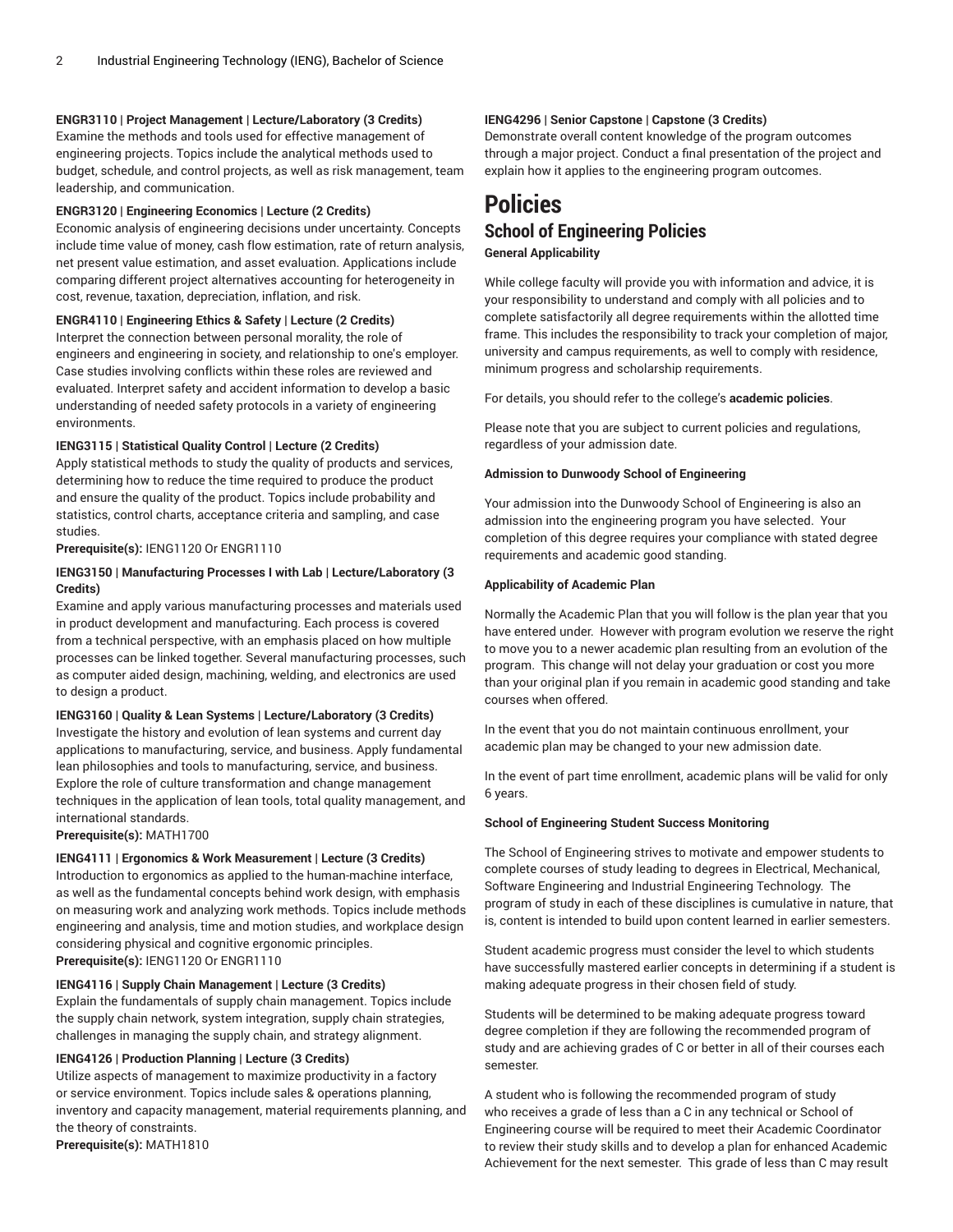**ENGR3110 | Project Management | Lecture/Laboratory (3 Credits)**
Examine the methods and tools used for effective management of engineering projects. Topics include the analytical methods used to budget, schedule, and control projects, as well as risk management, team leadership, and communication.

**ENGR3120 | Engineering Economics | Lecture (2 Credits)**
Economic analysis of engineering decisions under uncertainty. Concepts include time value of money, cash flow estimation, rate of return analysis, net present value estimation, and asset evaluation. Applications include comparing different project alternatives accounting for heterogeneity in cost, revenue, taxation, depreciation, inflation, and risk.

**ENGR4110 | Engineering Ethics & Safety | Lecture (2 Credits)**
Interpret the connection between personal morality, the role of engineers and engineering in society, and relationship to one's employer. Case studies involving conflicts within these roles are reviewed and evaluated. Interpret safety and accident information to develop a basic understanding of needed safety protocols in a variety of engineering environments.

**IENG3115 | Statistical Quality Control | Lecture (2 Credits)**
Apply statistical methods to study the quality of products and services, determining how to reduce the time required to produce the product and ensure the quality of the product. Topics include probability and statistics, control charts, acceptance criteria and sampling, and case studies.
**Prerequisite(s):** IENG1120 Or ENGR1110

**IENG3150 | Manufacturing Processes I with Lab | Lecture/Laboratory (3 Credits)**
Examine and apply various manufacturing processes and materials used in product development and manufacturing. Each process is covered from a technical perspective, with an emphasis placed on how multiple processes can be linked together. Several manufacturing processes, such as computer aided design, machining, welding, and electronics are used to design a product.

**IENG3160 | Quality & Lean Systems | Lecture/Laboratory (3 Credits)**
Investigate the history and evolution of lean systems and current day applications to manufacturing, service, and business. Apply fundamental lean philosophies and tools to manufacturing, service, and business. Explore the role of culture transformation and change management techniques in the application of lean tools, total quality management, and international standards.
**Prerequisite(s):** MATH1700

**IENG4111 | Ergonomics & Work Measurement | Lecture (3 Credits)**
Introduction to ergonomics as applied to the human-machine interface, as well as the fundamental concepts behind work design, with emphasis on measuring work and analyzing work methods. Topics include methods engineering and analysis, time and motion studies, and workplace design considering physical and cognitive ergonomic principles.
**Prerequisite(s):** IENG1120 Or ENGR1110

**IENG4116 | Supply Chain Management | Lecture (3 Credits)**
Explain the fundamentals of supply chain management. Topics include the supply chain network, system integration, supply chain strategies, challenges in managing the supply chain, and strategy alignment.

**IENG4126 | Production Planning | Lecture (3 Credits)**
Utilize aspects of management to maximize productivity in a factory or service environment. Topics include sales & operations planning, inventory and capacity management, material requirements planning, and the theory of constraints.
**Prerequisite(s):** MATH1810

**IENG4296 | Senior Capstone | Capstone (3 Credits)**
Demonstrate overall content knowledge of the program outcomes through a major project. Conduct a final presentation of the project and explain how it applies to the engineering program outcomes.

# Policies

## School of Engineering Policies

**General Applicability**

While college faculty will provide you with information and advice, it is your responsibility to understand and comply with all policies and to complete satisfactorily all degree requirements within the allotted time frame. This includes the responsibility to track your completion of major, university and campus requirements, as well to comply with residence, minimum progress and scholarship requirements.

For details, you should refer to the college's **academic policies**.

Please note that you are subject to current policies and regulations, regardless of your admission date.

**Admission to Dunwoody School of Engineering**

Your admission into the Dunwoody School of Engineering is also an admission into the engineering program you have selected. Your completion of this degree requires your compliance with stated degree requirements and academic good standing.

**Applicability of Academic Plan**

Normally the Academic Plan that you will follow is the plan year that you have entered under. However with program evolution we reserve the right to move you to a newer academic plan resulting from an evolution of the program. This change will not delay your graduation or cost you more than your original plan if you remain in academic good standing and take courses when offered.

In the event that you do not maintain continuous enrollment, your academic plan may be changed to your new admission date.

In the event of part time enrollment, academic plans will be valid for only 6 years.

**School of Engineering Student Success Monitoring**

The School of Engineering strives to motivate and empower students to complete courses of study leading to degrees in Electrical, Mechanical, Software Engineering and Industrial Engineering Technology. The program of study in each of these disciplines is cumulative in nature, that is, content is intended to build upon content learned in earlier semesters.

Student academic progress must consider the level to which students have successfully mastered earlier concepts in determining if a student is making adequate progress in their chosen field of study.

Students will be determined to be making adequate progress toward degree completion if they are following the recommended program of study and are achieving grades of C or better in all of their courses each semester.

A student who is following the recommended program of study who receives a grade of less than a C in any technical or School of Engineering course will be required to meet their Academic Coordinator to review their study skills and to develop a plan for enhanced Academic Achievement for the next semester. This grade of less than C may result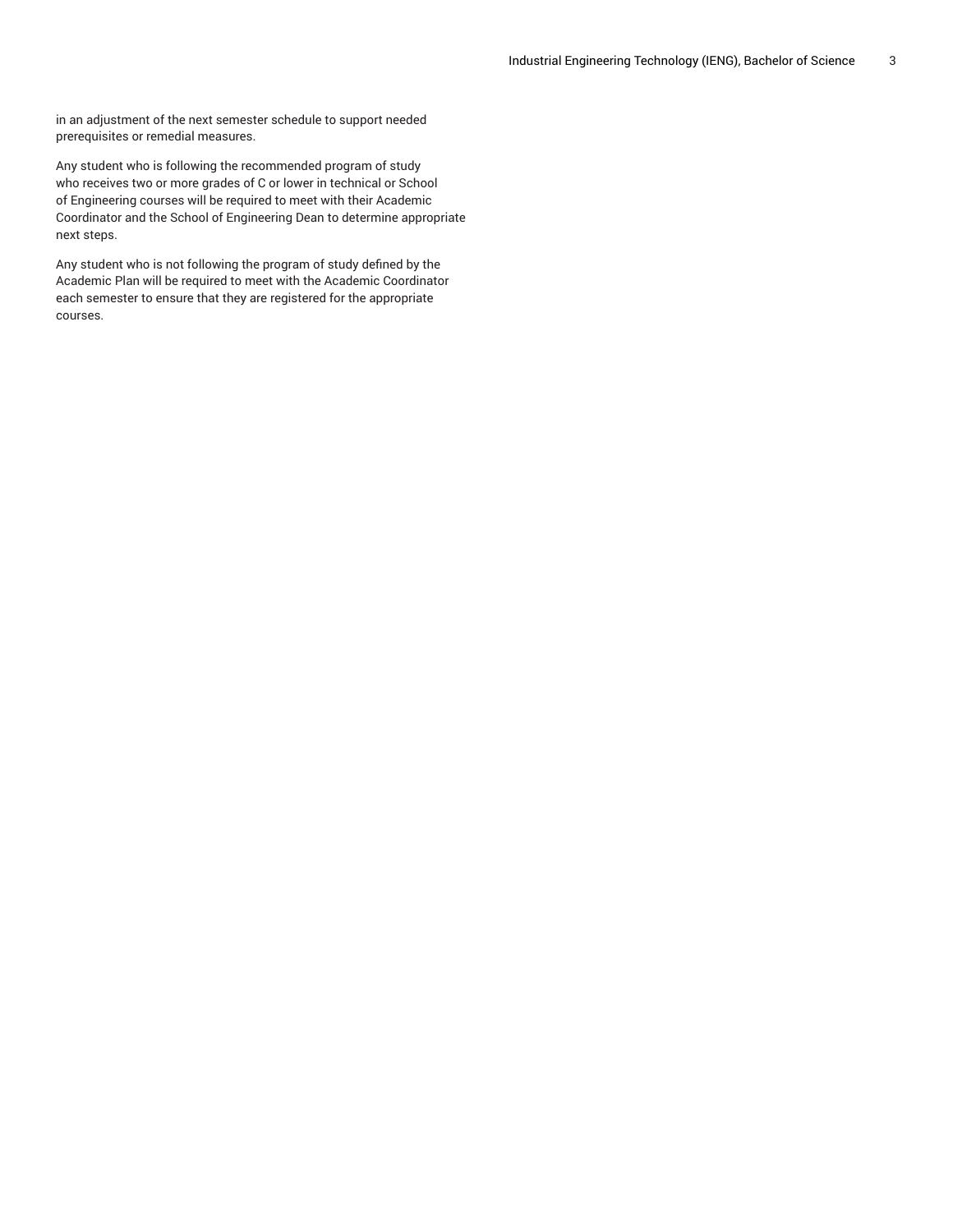in an adjustment of the next semester schedule to support needed prerequisites or remedial measures.

Any student who is following the recommended program of study who receives two or more grades of C or lower in technical or School of Engineering courses will be required to meet with their Academic Coordinator and the School of Engineering Dean to determine appropriate next steps.

Any student who is not following the program of study defined by the Academic Plan will be required to meet with the Academic Coordinator each semester to ensure that they are registered for the appropriate courses.